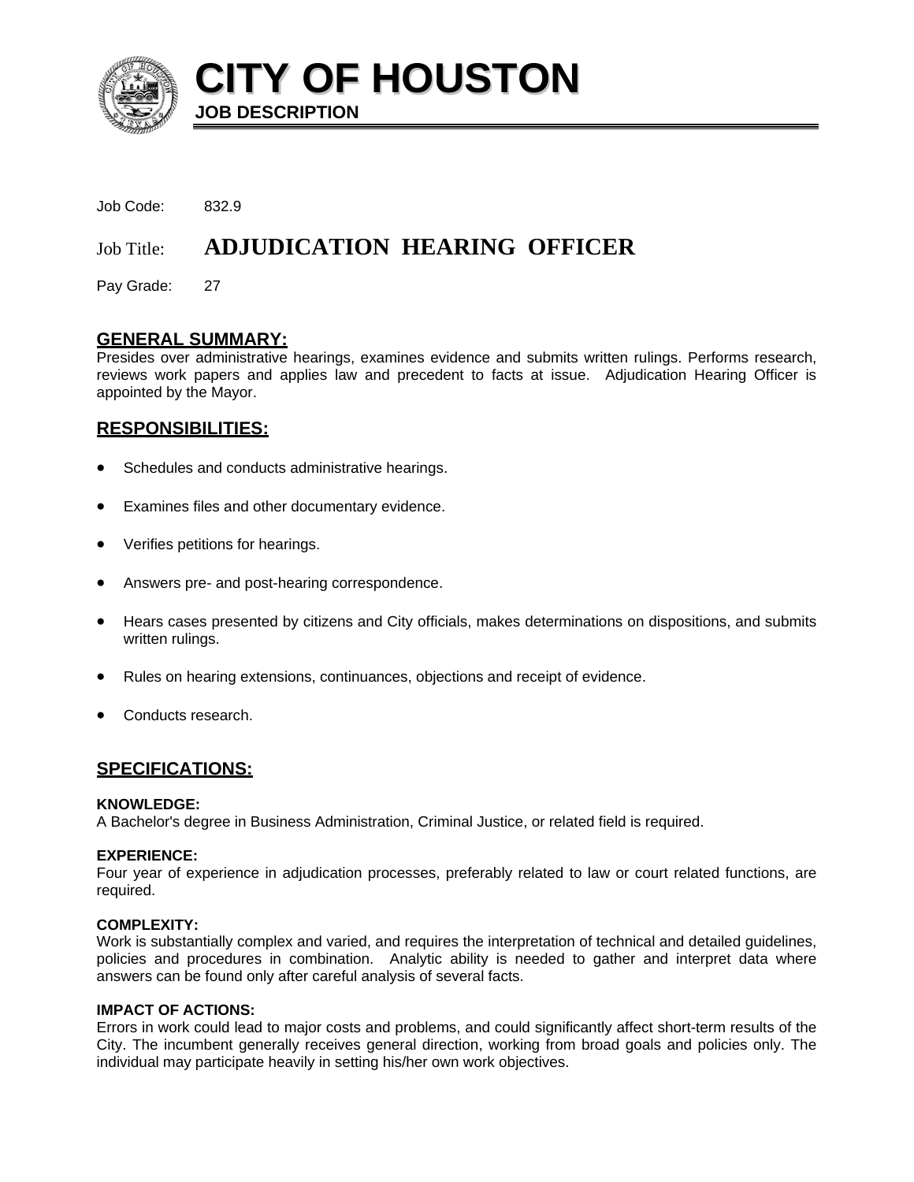# CITY OF HOUSTON

**JOB DESCRIPTION**

Job Code: 832.9

## Job Title: ADJUDICATION HEARING OFFICER

Pay Grade: 27

## GENERAL SUMMARY:

Presides over administrative hearings, examines evidence and submits written rulings. Performs research, reviews work papers and applies law and precedent to facts at issue. Adjudication Hearing Officer is appointed by the Mayor.

## RESPONSIBILITIES:

- Schedules and conducts administrative hearings.
- Examines files and other documentary evidence.
- Verifies petitions for hearings.
- Answers pre- and post-hearing correspondence.
- Hears cases presented by citizens and City officials, makes determinations on dispositions, and submits written rulings.
- Rules on hearing extensions, continuances, objections and receipt of evidence.
- Conducts research.

## SPECIFICATIONS:

**KNOWLEDGE:**
A Bachelor's degree in Business Administration, Criminal Justice, or related field is required.

**EXPERIENCE:**
Four year of experience in adjudication processes, preferably related to law or court related functions, are required.

**COMPLEXITY:**
Work is substantially complex and varied, and requires the interpretation of technical and detailed guidelines, policies and procedures in combination. Analytic ability is needed to gather and interpret data where answers can be found only after careful analysis of several facts.

**IMPACT OF ACTIONS:**
Errors in work could lead to major costs and problems, and could significantly affect short-term results of the City. The incumbent generally receives general direction, working from broad goals and policies only. The individual may participate heavily in setting his/her own work objectives.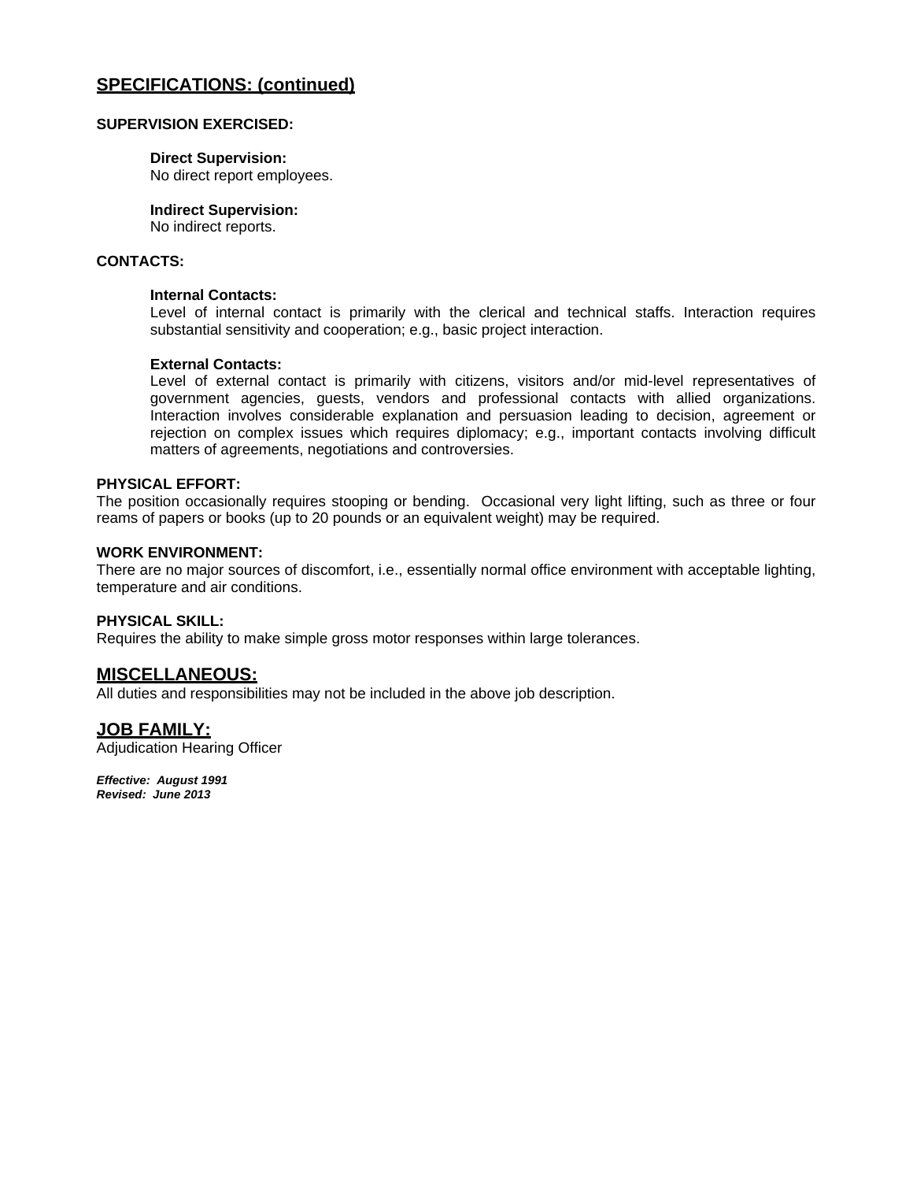## SPECIFICATIONS: (continued)

### SUPERVISION EXERCISED:

**Direct Supervision:**
No direct report employees.

**Indirect Supervision:**
No indirect reports.

### CONTACTS:

**Internal Contacts:**
Level of internal contact is primarily with the clerical and technical staffs. Interaction requires substantial sensitivity and cooperation; e.g., basic project interaction.

**External Contacts:**
Level of external contact is primarily with citizens, visitors and/or mid-level representatives of government agencies, guests, vendors and professional contacts with allied organizations. Interaction involves considerable explanation and persuasion leading to decision, agreement or rejection on complex issues which requires diplomacy; e.g., important contacts involving difficult matters of agreements, negotiations and controversies.

### PHYSICAL EFFORT:
The position occasionally requires stooping or bending. Occasional very light lifting, such as three or four reams of papers or books (up to 20 pounds or an equivalent weight) may be required.

### WORK ENVIRONMENT:
There are no major sources of discomfort, i.e., essentially normal office environment with acceptable lighting, temperature and air conditions.

### PHYSICAL SKILL:
Requires the ability to make simple gross motor responses within large tolerances.

## MISCELLANEOUS:
All duties and responsibilities may not be included in the above job description.

## JOB FAMILY:
Adjudication Hearing Officer

***Effective: August 1991***
***Revised: June 2013***